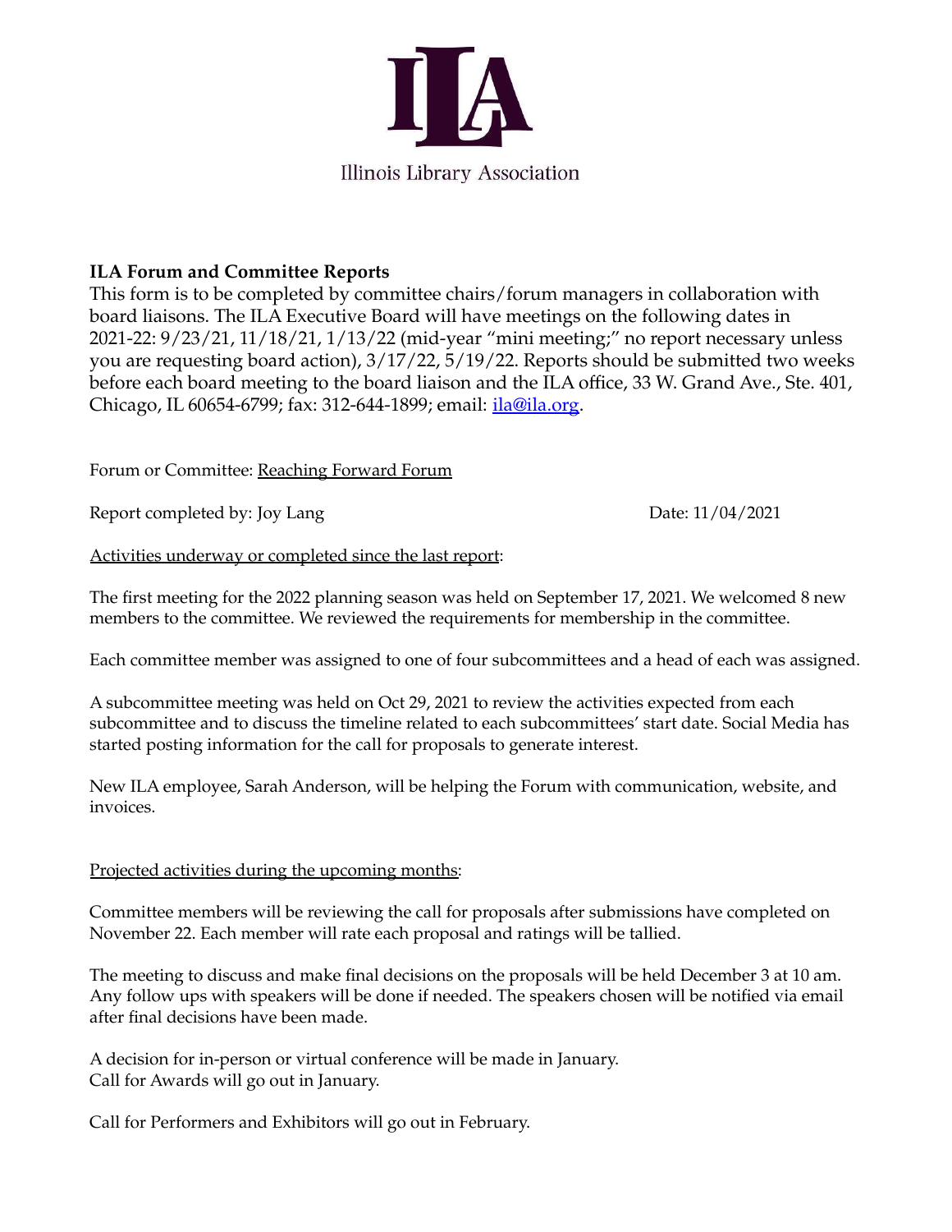ILA

Illinois Library Association

**ILA Forum and Committee Reports**

This form is to be completed by committee chairs/forum managers in collaboration with board liaisons. The ILA Executive Board will have meetings on the following dates in 2021-22: 9/23/21, 11/18/21, 1/13/22 (mid-year "mini meeting;" no report necessary unless you are requesting board action), 3/17/22, 5/19/22. Reports should be submitted two weeks before each board meeting to the board liaison and the ILA office, 33 W. Grand Ave., Ste. 401, Chicago, IL 60654-6799; fax: 312-644-1899; email: ila@ila.org.

Forum or Committee: Reaching Forward Forum

Report completed by: Joy Lang

Date: 11/04/2021

Activities underway or completed since the last report:

The first meeting for the 2022 planning season was held on September 17, 2021. We welcomed 8 new members to the committee. We reviewed the requirements for membership in the committee.

Each committee member was assigned to one of four subcommittees and a head of each was assigned.

A subcommittee meeting was held on Oct 29, 2021 to review the activities expected from each subcommittee and to discuss the timeline related to each subcommittees' start date. Social Media has started posting information for the call for proposals to generate interest.

New ILA employee, Sarah Anderson, will be helping the Forum with communication, website, and invoices.

Projected activities during the upcoming months:

Committee members will be reviewing the call for proposals after submissions have completed on November 22. Each member will rate each proposal and ratings will be tallied.

The meeting to discuss and make final decisions on the proposals will be held December 3 at 10 am. Any follow ups with speakers will be done if needed. The speakers chosen will be notified via email after final decisions have been made.

A decision for in-person or virtual conference will be made in January.
Call for Awards will go out in January.

Call for Performers and Exhibitors will go out in February.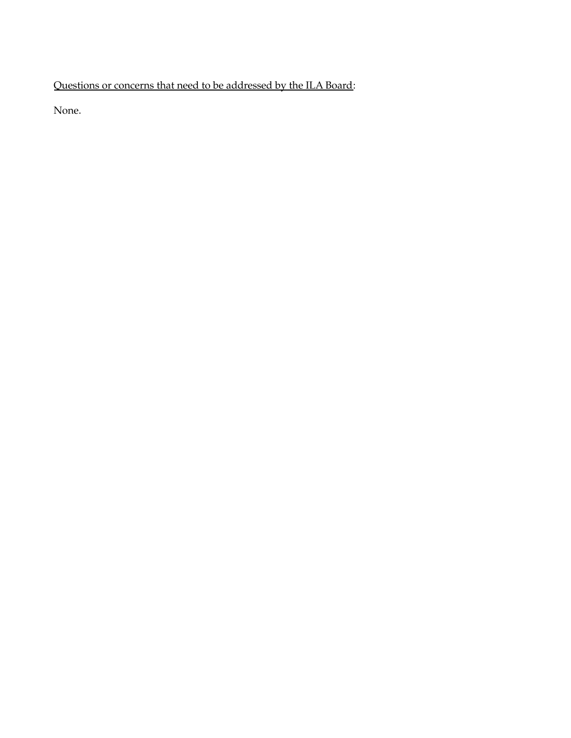<u>Questions or concerns that need to be addressed by the ILA Board</u>:

None.